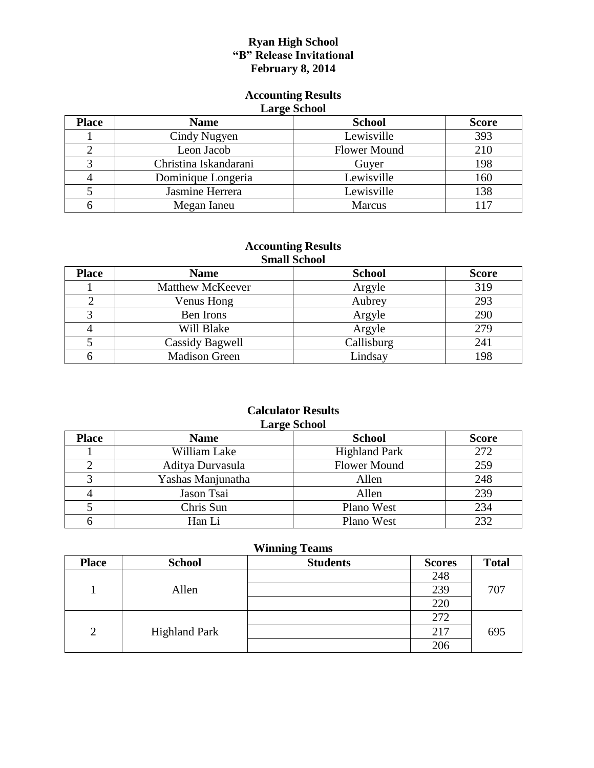# Ryan High School
# "B" Release Invitational
# February 8, 2014

## Accounting Results
### Large School

| Place | Name | School | Score |
|---|---|---|---|
| 1 | Cindy Nugyen | Lewisville | 393 |
| 2 | Leon Jacob | Flower Mound | 210 |
| 3 | Christina Iskandarani | Guyer | 198 |
| 4 | Dominique Longeria | Lewisville | 160 |
| 5 | Jasmine Herrera | Lewisville | 138 |
| 6 | Megan Ianeu | Marcus | 117 |

## Accounting Results
### Small School

| Place | Name | School | Score |
|---|---|---|---|
| 1 | Matthew McKeever | Argyle | 319 |
| 2 | Venus Hong | Aubrey | 293 |
| 3 | Ben Irons | Argyle | 290 |
| 4 | Will Blake | Argyle | 279 |
| 5 | Cassidy Bagwell | Callisburg | 241 |
| 6 | Madison Green | Lindsay | 198 |

## Calculator Results
### Large School

| Place | Name | School | Score |
|---|---|---|---|
| 1 | William Lake | Highland Park | 272 |
| 2 | Aditya Durvasula | Flower Mound | 259 |
| 3 | Yashas Manjunatha | Allen | 248 |
| 4 | Jason Tsai | Allen | 239 |
| 5 | Chris Sun | Plano West | 234 |
| 6 | Han Li | Plano West | 232 |

### Winning Teams

| Place | School | Students | Scores | Total |
|---|---|---|---|---|
| 1 | Allen | | 248 | 707 |
| | | | 239 | |
| | | | 220 | |
| 2 | Highland Park | | 272 | 695 |
| | | | 217 | |
| | | | 206 | |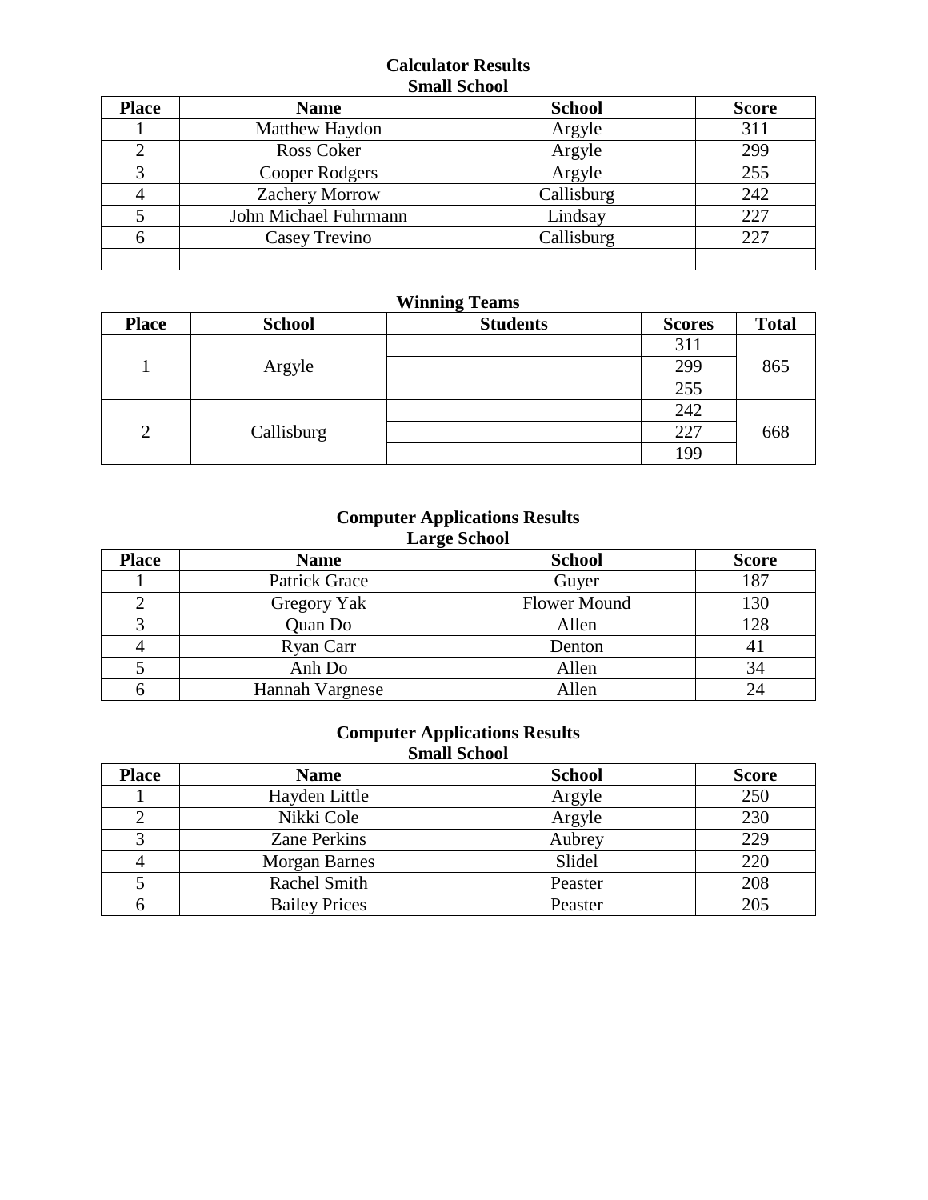**Calculator Results**
**Small School**

| Place | Name | School | Score |
|---|---|---|---|
| 1 | Matthew Haydon | Argyle | 311 |
| 2 | Ross Coker | Argyle | 299 |
| 3 | Cooper Rodgers | Argyle | 255 |
| 4 | Zachery Morrow | Callisburg | 242 |
| 5 | John Michael Fuhrmann | Lindsay | 227 |
| 6 | Casey Trevino | Callisburg | 227 |
| | | | |

**Winning Teams**

| Place | School | Students | Scores | Total |
|---|---|---|---|---|
| 1 | Argyle | | 311 | 865 |
| | | | 299 | |
| | | | 255 | |
| 2 | Callisburg | | 242 | 668 |
| | | | 227 | |
| | | | 199 | |

**Computer Applications Results**
**Large School**

| Place | Name | School | Score |
|---|---|---|---|
| 1 | Patrick Grace | Guyer | 187 |
| 2 | Gregory Yak | Flower Mound | 130 |
| 3 | Quan Do | Allen | 128 |
| 4 | Ryan Carr | Denton | 41 |
| 5 | Anh Do | Allen | 34 |
| 6 | Hannah Vargnese | Allen | 24 |

**Computer Applications Results**
**Small School**

| Place | Name | School | Score |
|---|---|---|---|
| 1 | Hayden Little | Argyle | 250 |
| 2 | Nikki Cole | Argyle | 230 |
| 3 | Zane Perkins | Aubrey | 229 |
| 4 | Morgan Barnes | Slidel | 220 |
| 5 | Rachel Smith | Peaster | 208 |
| 6 | Bailey Prices | Peaster | 205 |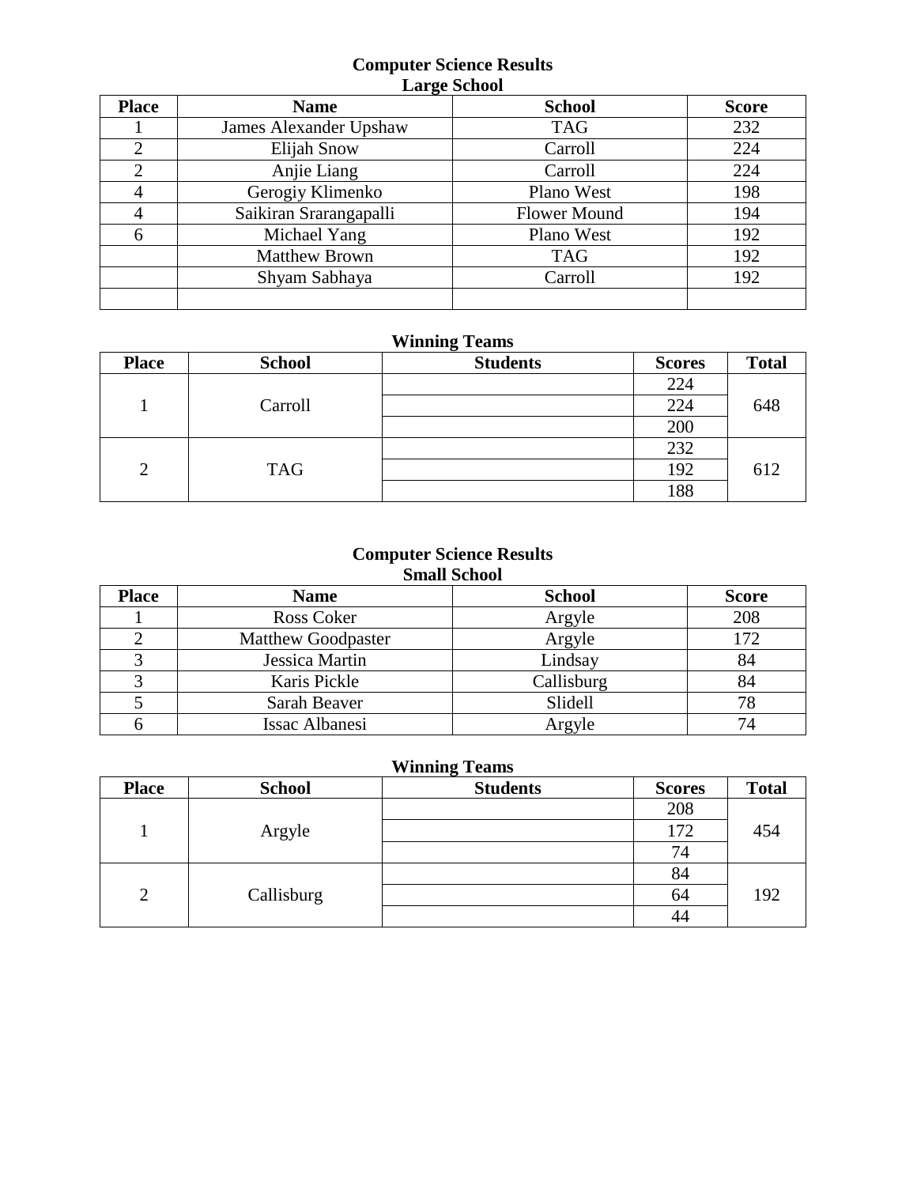## Computer Science Results
### Large School

| Place | Name | School | Score |
|---|---|---|---|
| 1 | James Alexander Upshaw | TAG | 232 |
| 2 | Elijah Snow | Carroll | 224 |
| 2 | Anjie Liang | Carroll | 224 |
| 4 | Gerogiy Klimenko | Plano West | 198 |
| 4 | Saikiran Srarangapalli | Flower Mound | 194 |
| 6 | Michael Yang | Plano West | 192 |
| | Matthew Brown | TAG | 192 |
| | Shyam Sabhaya | Carroll | 192 |
| | | | |

### Winning Teams

| Place | School | Students | Scores | Total |
|---|---|---|---|---|
| 1 | Carroll | | 224 | 648 |
| | | | 224 | |
| | | | 200 | |
| 2 | TAG | | 232 | 612 |
| | | | 192 | |
| | | | 188 | |

## Computer Science Results
### Small School

| Place | Name | School | Score |
|---|---|---|---|
| 1 | Ross Coker | Argyle | 208 |
| 2 | Matthew Goodpaster | Argyle | 172 |
| 3 | Jessica Martin | Lindsay | 84 |
| 3 | Karis Pickle | Callisburg | 84 |
| 5 | Sarah Beaver | Slidell | 78 |
| 6 | Issac Albanesi | Argyle | 74 |

### Winning Teams

| Place | School | Students | Scores | Total |
|---|---|---|---|---|
| 1 | Argyle | | 208 | 454 |
| | | | 172 | |
| | | | 74 | |
| 2 | Callisburg | | 84 | 192 |
| | | | 64 | |
| | | | 44 | |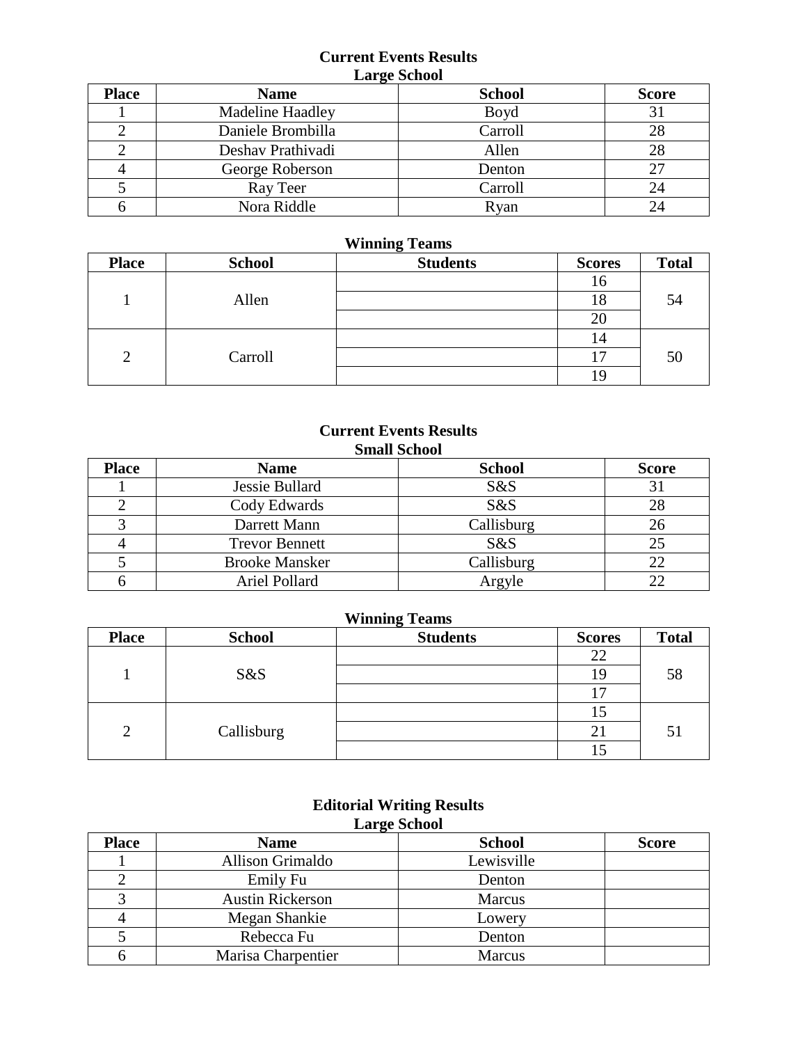## Current Events Results

### Large School

| Place | Name | School | Score |
|---|---|---|---|
| 1 | Madeline Haadley | Boyd | 31 |
| 2 | Daniele Brombilla | Carroll | 28 |
| 2 | Deshav Prathivadi | Allen | 28 |
| 4 | George Roberson | Denton | 27 |
| 5 | Ray Teer | Carroll | 24 |
| 6 | Nora Riddle | Ryan | 24 |

### Winning Teams

| Place | School | Students | Scores | Total |
|---|---|---|---|---|
| 1 | Allen | | 16 | 54 |
| | | | 18 | |
| | | | 20 | |
| 2 | Carroll | | 14 | 50 |
| | | | 17 | |
| | | | 19 | |

## Current Events Results

### Small School

| Place | Name | School | Score |
|---|---|---|---|
| 1 | Jessie Bullard | S&S | 31 |
| 2 | Cody Edwards | S&S | 28 |
| 3 | Darrett Mann | Callisburg | 26 |
| 4 | Trevor Bennett | S&S | 25 |
| 5 | Brooke Mansker | Callisburg | 22 |
| 6 | Ariel Pollard | Argyle | 22 |

### Winning Teams

| Place | School | Students | Scores | Total |
|---|---|---|---|---|
| 1 | S&S | | 22 | 58 |
| | | | 19 | |
| | | | 17 | |
| 2 | Callisburg | | 15 | 51 |
| | | | 21 | |
| | | | 15 | |

## Editorial Writing Results

### Large School

| Place | Name | School | Score |
|---|---|---|---|
| 1 | Allison Grimaldo | Lewisville | |
| 2 | Emily Fu | Denton | |
| 3 | Austin Rickerson | Marcus | |
| 4 | Megan Shankie | Lowery | |
| 5 | Rebecca Fu | Denton | |
| 6 | Marisa Charpentier | Marcus | |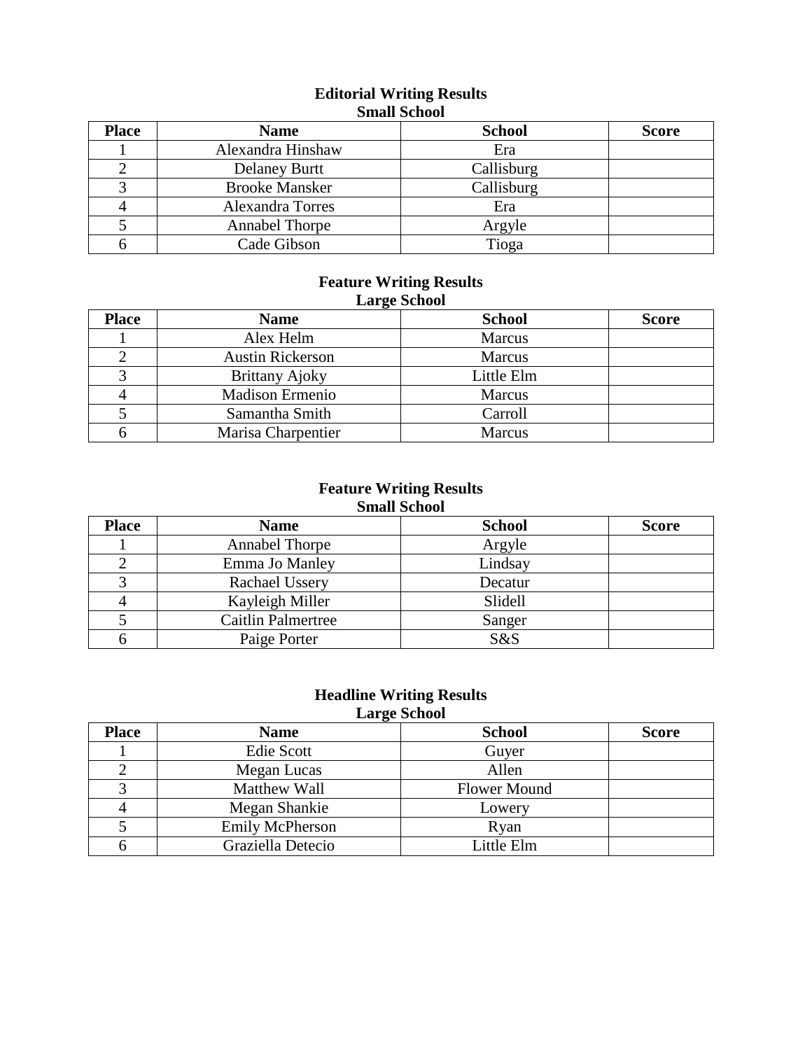## Editorial Writing Results
### Small School

| Place | Name | School | Score |
|---|---|---|---|
| 1 | Alexandra Hinshaw | Era | |
| 2 | Delaney Burtt | Callisburg | |
| 3 | Brooke Mansker | Callisburg | |
| 4 | Alexandra Torres | Era | |
| 5 | Annabel Thorpe | Argyle | |
| 6 | Cade Gibson | Tioga | |

## Feature Writing Results
### Large School

| Place | Name | School | Score |
|---|---|---|---|
| 1 | Alex Helm | Marcus | |
| 2 | Austin Rickerson | Marcus | |
| 3 | Brittany Ajoky | Little Elm | |
| 4 | Madison Ermenio | Marcus | |
| 5 | Samantha Smith | Carroll | |
| 6 | Marisa Charpentier | Marcus | |

## Feature Writing Results
### Small School

| Place | Name | School | Score |
|---|---|---|---|
| 1 | Annabel Thorpe | Argyle | |
| 2 | Emma Jo Manley | Lindsay | |
| 3 | Rachael Ussery | Decatur | |
| 4 | Kayleigh Miller | Slidell | |
| 5 | Caitlin Palmertree | Sanger | |
| 6 | Paige Porter | S&S | |

## Headline Writing Results
### Large School

| Place | Name | School | Score |
|---|---|---|---|
| 1 | Edie Scott | Guyer | |
| 2 | Megan Lucas | Allen | |
| 3 | Matthew Wall | Flower Mound | |
| 4 | Megan Shankie | Lowery | |
| 5 | Emily McPherson | Ryan | |
| 6 | Graziella Detecio | Little Elm | |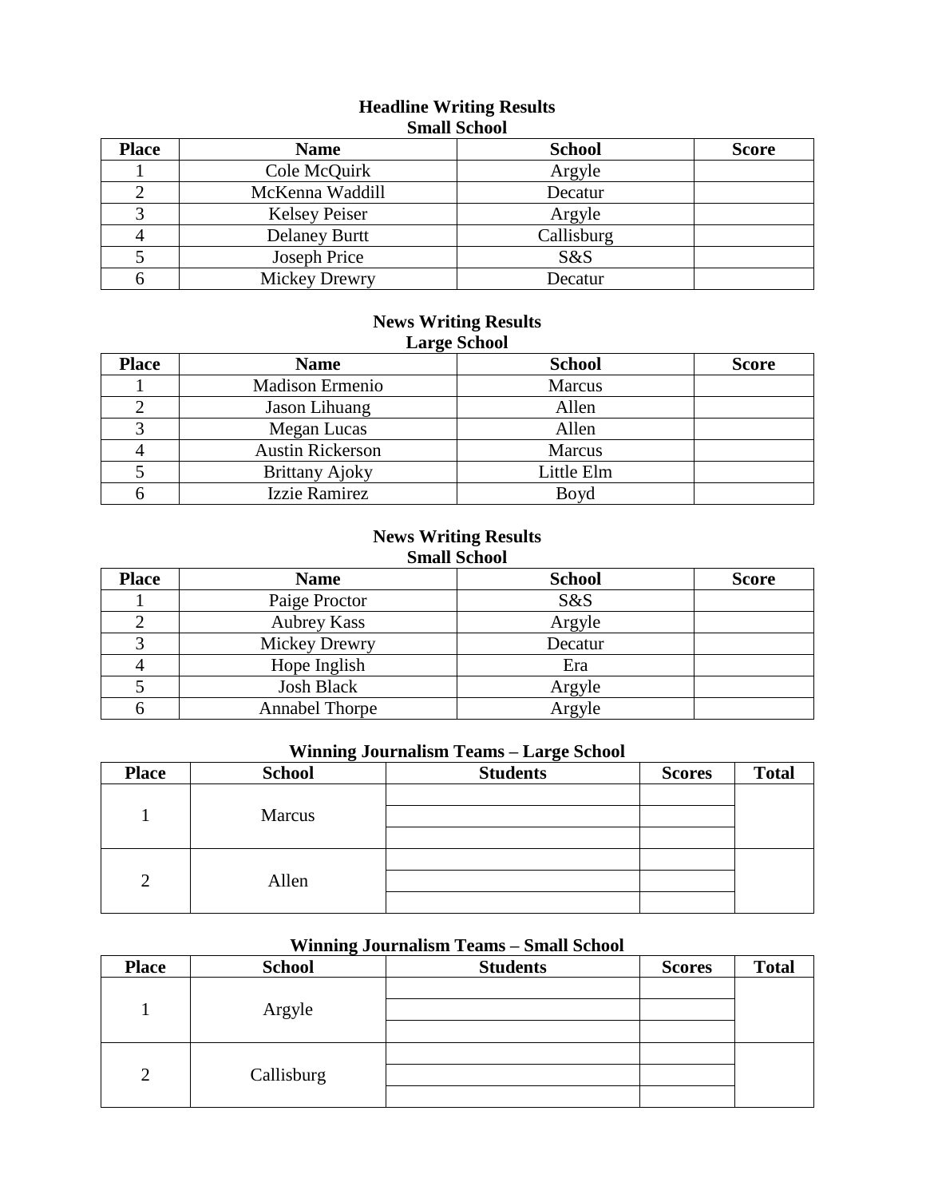**Headline Writing Results**
**Small School**

| Place | Name | School | Score |
|---|---|---|---|
| 1 | Cole McQuirk | Argyle | |
| 2 | McKenna Waddill | Decatur | |
| 3 | Kelsey Peiser | Argyle | |
| 4 | Delaney Burtt | Callisburg | |
| 5 | Joseph Price | S&S | |
| 6 | Mickey Drewry | Decatur | |

**News Writing Results**
**Large School**

| Place | Name | School | Score |
|---|---|---|---|
| 1 | Madison Ermenio | Marcus | |
| 2 | Jason Lihuang | Allen | |
| 3 | Megan Lucas | Allen | |
| 4 | Austin Rickerson | Marcus | |
| 5 | Brittany Ajoky | Little Elm | |
| 6 | Izzie Ramirez | Boyd | |

**News Writing Results**
**Small School**

| Place | Name | School | Score |
|---|---|---|---|
| 1 | Paige Proctor | S&S | |
| 2 | Aubrey Kass | Argyle | |
| 3 | Mickey Drewry | Decatur | |
| 4 | Hope Inglish | Era | |
| 5 | Josh Black | Argyle | |
| 6 | Annabel Thorpe | Argyle | |

**Winning Journalism Teams – Large School**

| Place | School | Students | Scores | Total |
|---|---|---|---|---|
| 1 | Marcus | | | |
| | | | | |
| | | | | |
| 2 | Allen | | | |
| | | | | |
| | | | | |

**Winning Journalism Teams – Small School**

| Place | School | Students | Scores | Total |
|---|---|---|---|---|
| 1 | Argyle | | | |
| | | | | |
| | | | | |
| 2 | Callisburg | | | |
| | | | | |
| | | | | |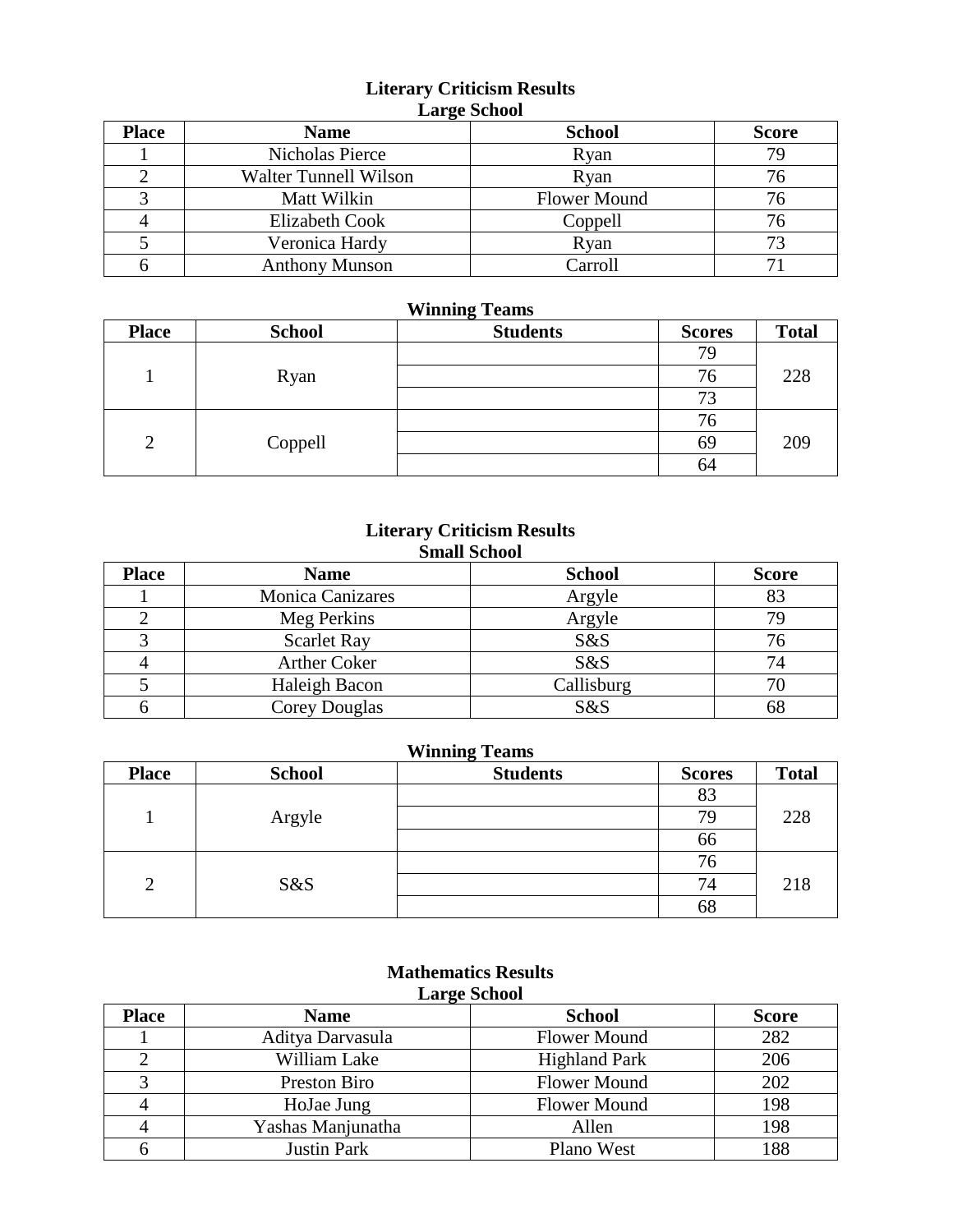**Literary Criticism Results**
**Large School**

| Place | Name | School | Score |
|---|---|---|---|
| 1 | Nicholas Pierce | Ryan | 79 |
| 2 | Walter Tunnell Wilson | Ryan | 76 |
| 3 | Matt Wilkin | Flower Mound | 76 |
| 4 | Elizabeth Cook | Coppell | 76 |
| 5 | Veronica Hardy | Ryan | 73 |
| 6 | Anthony Munson | Carroll | 71 |

**Winning Teams**

| Place | School | Students | Scores | Total |
|---|---|---|---|---|
| 1 | Ryan | | 79 | 228 |
| | | | 76 | |
| | | | 73 | |
| 2 | Coppell | | 76 | 209 |
| | | | 69 | |
| | | | 64 | |

**Literary Criticism Results**
**Small School**

| Place | Name | School | Score |
|---|---|---|---|
| 1 | Monica Canizares | Argyle | 83 |
| 2 | Meg Perkins | Argyle | 79 |
| 3 | Scarlet Ray | S&S | 76 |
| 4 | Arther Coker | S&S | 74 |
| 5 | Haleigh Bacon | Callisburg | 70 |
| 6 | Corey Douglas | S&S | 68 |

**Winning Teams**

| Place | School | Students | Scores | Total |
|---|---|---|---|---|
| 1 | Argyle | | 83 | 228 |
| | | | 79 | |
| | | | 66 | |
| 2 | S&S | | 76 | 218 |
| | | | 74 | |
| | | | 68 | |

**Mathematics Results**
**Large School**

| Place | Name | School | Score |
|---|---|---|---|
| 1 | Aditya Darvasula | Flower Mound | 282 |
| 2 | William Lake | Highland Park | 206 |
| 3 | Preston Biro | Flower Mound | 202 |
| 4 | HoJae Jung | Flower Mound | 198 |
| 4 | Yashas Manjunatha | Allen | 198 |
| 6 | Justin Park | Plano West | 188 |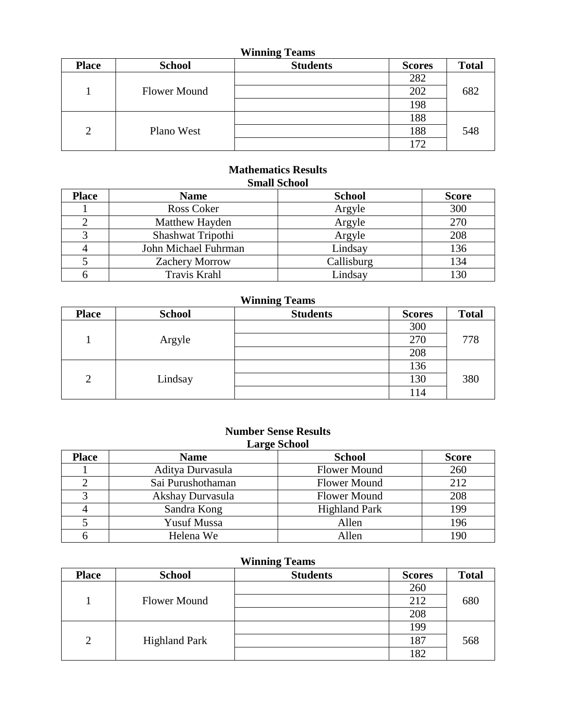**Winning Teams**

| Place | School | Students | Scores | Total |
|---|---|---|---|---|
| 1 | Flower Mound | | 282 | 682 |
| | | | 202 | |
| | | | 198 | |
| 2 | Plano West | | 188 | 548 |
| | | | 188 | |
| | | | 172 | |

## Mathematics Results

**Small School**

| Place | Name | School | Score |
|---|---|---|---|
| 1 | Ross Coker | Argyle | 300 |
| 2 | Matthew Hayden | Argyle | 270 |
| 3 | Shashwat Tripothi | Argyle | 208 |
| 4 | John Michael Fuhrman | Lindsay | 136 |
| 5 | Zachery Morrow | Callisburg | 134 |
| 6 | Travis Krahl | Lindsay | 130 |

**Winning Teams**

| Place | School | Students | Scores | Total |
|---|---|---|---|---|
| 1 | Argyle | | 300 | 778 |
| | | | 270 | |
| | | | 208 | |
| 2 | Lindsay | | 136 | 380 |
| | | | 130 | |
| | | | 114 | |

## Number Sense Results

**Large School**

| Place | Name | School | Score |
|---|---|---|---|
| 1 | Aditya Durvasula | Flower Mound | 260 |
| 2 | Sai Purushothaman | Flower Mound | 212 |
| 3 | Akshay Durvasula | Flower Mound | 208 |
| 4 | Sandra Kong | Highland Park | 199 |
| 5 | Yusuf Mussa | Allen | 196 |
| 6 | Helena We | Allen | 190 |

**Winning Teams**

| Place | School | Students | Scores | Total |
|---|---|---|---|---|
| 1 | Flower Mound | | 260 | 680 |
| | | | 212 | |
| | | | 208 | |
| 2 | Highland Park | | 199 | 568 |
| | | | 187 | |
| | | | 182 | |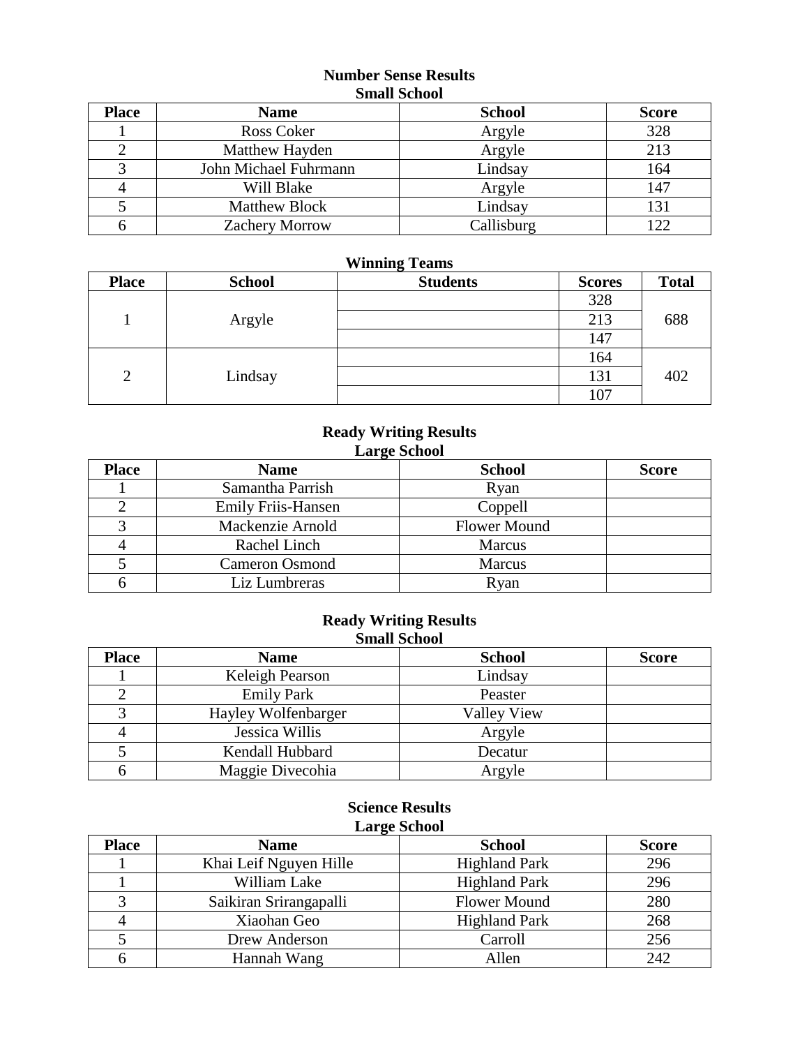**Number Sense Results**
**Small School**

| Place | Name | School | Score |
|---|---|---|---|
| 1 | Ross Coker | Argyle | 328 |
| 2 | Matthew Hayden | Argyle | 213 |
| 3 | John Michael Fuhrmann | Lindsay | 164 |
| 4 | Will Blake | Argyle | 147 |
| 5 | Matthew Block | Lindsay | 131 |
| 6 | Zachery Morrow | Callisburg | 122 |

**Winning Teams**

| Place | School | Students | Scores | Total |
|---|---|---|---|---|
| 1 | Argyle | | 328 | 688 |
| | | | 213 | |
| | | | 147 | |
| 2 | Lindsay | | 164 | 402 |
| | | | 131 | |
| | | | 107 | |

**Ready Writing Results**
**Large School**

| Place | Name | School | Score |
|---|---|---|---|
| 1 | Samantha Parrish | Ryan | |
| 2 | Emily Friis-Hansen | Coppell | |
| 3 | Mackenzie Arnold | Flower Mound | |
| 4 | Rachel Linch | Marcus | |
| 5 | Cameron Osmond | Marcus | |
| 6 | Liz Lumbreras | Ryan | |

**Ready Writing Results**
**Small School**

| Place | Name | School | Score |
|---|---|---|---|
| 1 | Keleigh Pearson | Lindsay | |
| 2 | Emily Park | Peaster | |
| 3 | Hayley Wolfenbarger | Valley View | |
| 4 | Jessica Willis | Argyle | |
| 5 | Kendall Hubbard | Decatur | |
| 6 | Maggie Divecohia | Argyle | |

**Science Results**
**Large School**

| Place | Name | School | Score |
|---|---|---|---|
| 1 | Khai Leif Nguyen Hille | Highland Park | 296 |
| 1 | William Lake | Highland Park | 296 |
| 3 | Saikiran Srirangapalli | Flower Mound | 280 |
| 4 | Xiaohan Geo | Highland Park | 268 |
| 5 | Drew Anderson | Carroll | 256 |
| 6 | Hannah Wang | Allen | 242 |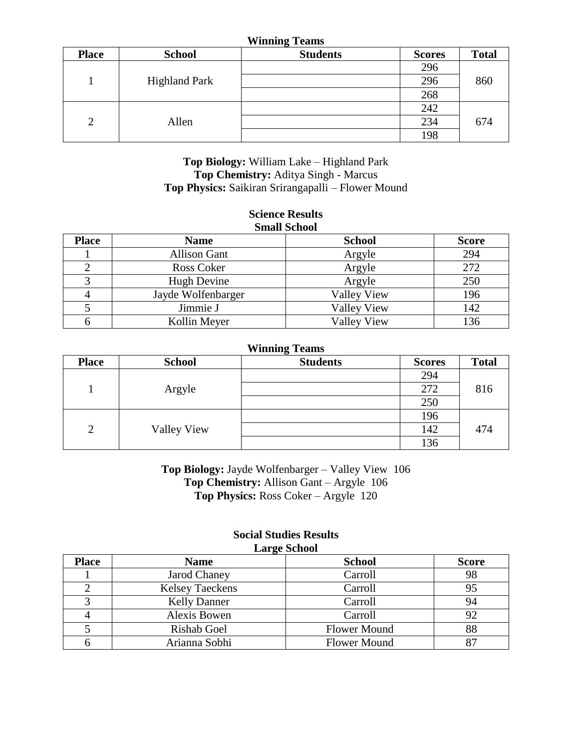**Winning Teams**

| Place | School | Students | Scores | Total |
|---|---|---|---|---|
| 1 | Highland Park | | 296 | 860 |
| | | | 296 | |
| | | | 268 | |
| 2 | Allen | | 242 | 674 |
| | | | 234 | |
| | | | 198 | |

**Top Biology:** William Lake – Highland Park
**Top Chemistry:** Aditya Singh - Marcus
**Top Physics:** Saikiran Srirangapalli – Flower Mound

**Science Results**
**Small School**

| Place | Name | School | Score |
|---|---|---|---|
| 1 | Allison Gant | Argyle | 294 |
| 2 | Ross Coker | Argyle | 272 |
| 3 | Hugh Devine | Argyle | 250 |
| 4 | Jayde Wolfenbarger | Valley View | 196 |
| 5 | Jimmie J | Valley View | 142 |
| 6 | Kollin Meyer | Valley View | 136 |

**Winning Teams**

| Place | School | Students | Scores | Total |
|---|---|---|---|---|
| 1 | Argyle | | 294 | 816 |
| | | | 272 | |
| | | | 250 | |
| 2 | Valley View | | 196 | 474 |
| | | | 142 | |
| | | | 136 | |

**Top Biology:** Jayde Wolfenbarger – Valley View 106
**Top Chemistry:** Allison Gant – Argyle 106
**Top Physics:** Ross Coker – Argyle 120

**Social Studies Results**
**Large School**

| Place | Name | School | Score |
|---|---|---|---|
| 1 | Jarod Chaney | Carroll | 98 |
| 2 | Kelsey Taeckens | Carroll | 95 |
| 3 | Kelly Danner | Carroll | 94 |
| 4 | Alexis Bowen | Carroll | 92 |
| 5 | Rishab Goel | Flower Mound | 88 |
| 6 | Arianna Sobhi | Flower Mound | 87 |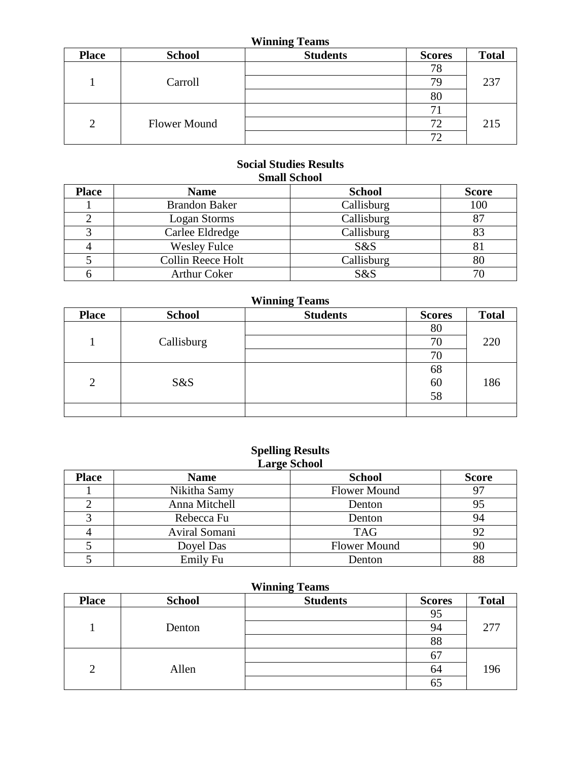### Winning Teams

| Place | School | Students | Scores | Total |
|---|---|---|---|---|
| 1 | Carroll | | 78 | 237 |
| | | | 79 | |
| | | | 80 | |
| 2 | Flower Mound | | 71 | 215 |
| | | | 72 | |
| | | | 72 | |

## Social Studies Results

### Small School

| Place | Name | School | Score |
|---|---|---|---|
| 1 | Brandon Baker | Callisburg | 100 |
| 2 | Logan Storms | Callisburg | 87 |
| 3 | Carlee Eldredge | Callisburg | 83 |
| 4 | Wesley Fulce | S&S | 81 |
| 5 | Collin Reece Holt | Callisburg | 80 |
| 6 | Arthur Coker | S&S | 70 |

### Winning Teams

| Place | School | Students | Scores | Total |
|---|---|---|---|---|
| 1 | Callisburg | | 80 | 220 |
| | | | 70 | |
| | | | 70 | |
| 2 | S&S | | 68<br>60<br>58 | 186 |
| | | | | |

## Spelling Results

### Large School

| Place | Name | School | Score |
|---|---|---|---|
| 1 | Nikitha Samy | Flower Mound | 97 |
| 2 | Anna Mitchell | Denton | 95 |
| 3 | Rebecca Fu | Denton | 94 |
| 4 | Aviral Somani | TAG | 92 |
| 5 | Doyel Das | Flower Mound | 90 |
| 5 | Emily Fu | Denton | 88 |

### Winning Teams

| Place | School | Students | Scores | Total |
|---|---|---|---|---|
| 1 | Denton | | 95 | 277 |
| | | | 94 | |
| | | | 88 | |
| 2 | Allen | | 67 | 196 |
| | | | 64 | |
| | | | 65 | |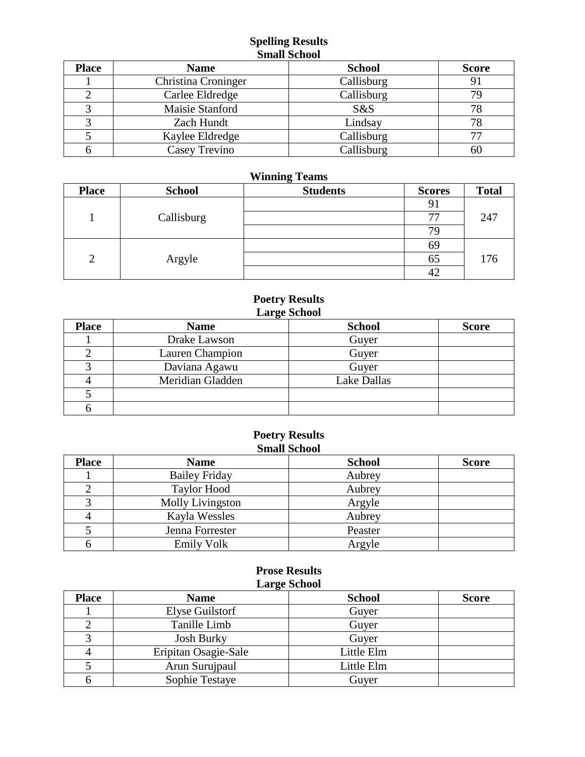**Spelling Results**
**Small School**

| Place | Name | School | Score |
|---|---|---|---|
| 1 | Christina Croninger | Callisburg | 91 |
| 2 | Carlee Eldredge | Callisburg | 79 |
| 3 | Maisie Stanford | S&S | 78 |
| 3 | Zach Hundt | Lindsay | 78 |
| 5 | Kaylee Eldredge | Callisburg | 77 |
| 6 | Casey Trevino | Callisburg | 60 |

**Winning Teams**

| Place | School | Students | Scores | Total |
|---|---|---|---|---|
| 1 | Callisburg | | 91 | 247 |
| | | | 77 | |
| | | | 79 | |
| 2 | Argyle | | 69 | 176 |
| | | | 65 | |
| | | | 42 | |

**Poetry Results**
**Large School**

| Place | Name | School | Score |
|---|---|---|---|
| 1 | Drake Lawson | Guyer | |
| 2 | Lauren Champion | Guyer | |
| 3 | Daviana Agawu | Guyer | |
| 4 | Meridian Gladden | Lake Dallas | |
| 5 | | | |
| 6 | | | |

**Poetry Results**
**Small School**

| Place | Name | School | Score |
|---|---|---|---|
| 1 | Bailey Friday | Aubrey | |
| 2 | Taylor Hood | Aubrey | |
| 3 | Molly Livingston | Argyle | |
| 4 | Kayla Wessles | Aubrey | |
| 5 | Jenna Forrester | Peaster | |
| 6 | Emily Volk | Argyle | |

**Prose Results**
**Large School**

| Place | Name | School | Score |
|---|---|---|---|
| 1 | Elyse Guilstorf | Guyer | |
| 2 | Tanille Limb | Guyer | |
| 3 | Josh Burky | Guyer | |
| 4 | Eripitan Osagie-Sale | Little Elm | |
| 5 | Arun Surujpaul | Little Elm | |
| 6 | Sophie Testaye | Guyer | |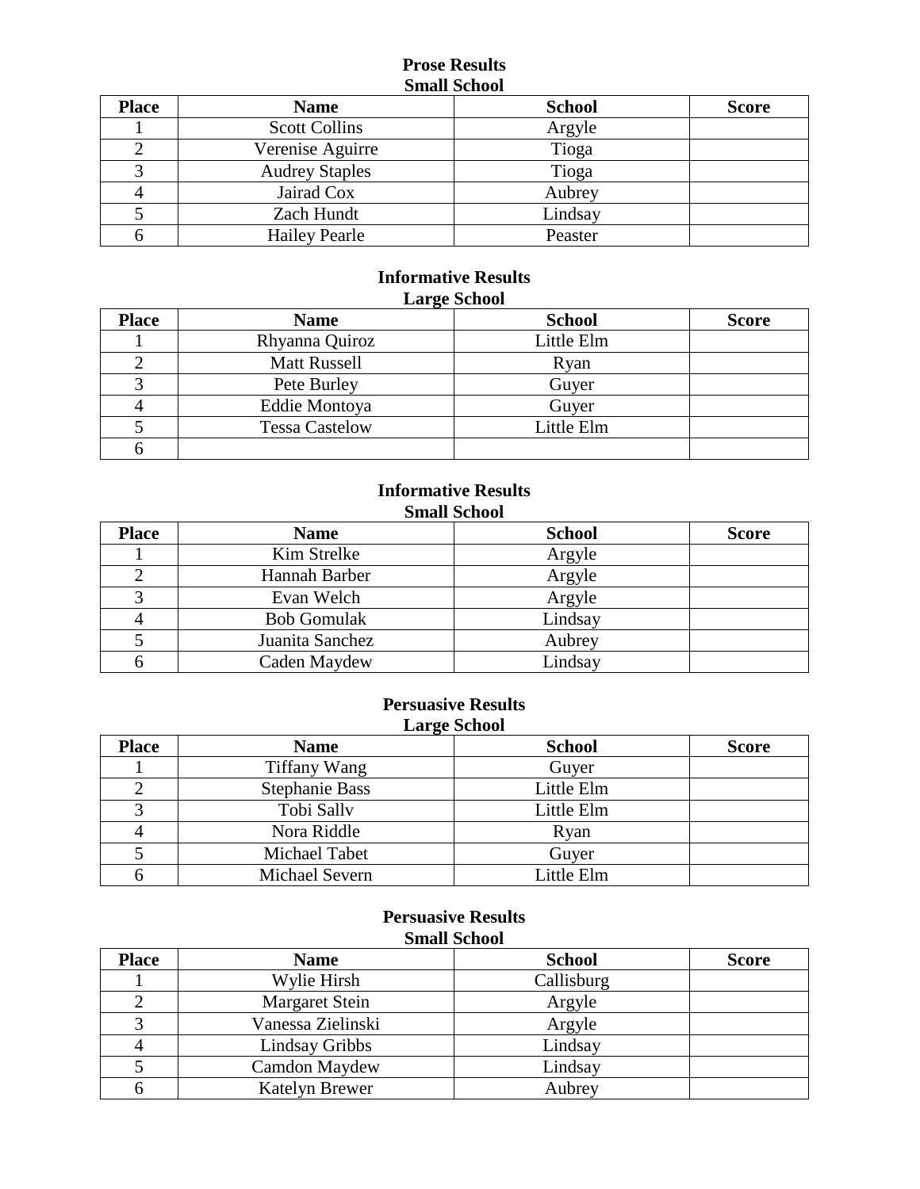## Prose Results
### Small School

| Place | Name | School | Score |
|---|---|---|---|
| 1 | Scott Collins | Argyle | |
| 2 | Verenise Aguirre | Tioga | |
| 3 | Audrey Staples | Tioga | |
| 4 | Jairad Cox | Aubrey | |
| 5 | Zach Hundt | Lindsay | |
| 6 | Hailey Pearle | Peaster | |

## Informative Results
### Large School

| Place | Name | School | Score |
|---|---|---|---|
| 1 | Rhyanna Quiroz | Little Elm | |
| 2 | Matt Russell | Ryan | |
| 3 | Pete Burley | Guyer | |
| 4 | Eddie Montoya | Guyer | |
| 5 | Tessa Castelow | Little Elm | |
| 6 | | | |

## Informative Results
### Small School

| Place | Name | School | Score |
|---|---|---|---|
| 1 | Kim Strelke | Argyle | |
| 2 | Hannah Barber | Argyle | |
| 3 | Evan Welch | Argyle | |
| 4 | Bob Gomulak | Lindsay | |
| 5 | Juanita Sanchez | Aubrey | |
| 6 | Caden Maydew | Lindsay | |

## Persuasive Results
### Large School

| Place | Name | School | Score |
|---|---|---|---|
| 1 | Tiffany Wang | Guyer | |
| 2 | Stephanie Bass | Little Elm | |
| 3 | Tobi Sallv | Little Elm | |
| 4 | Nora Riddle | Ryan | |
| 5 | Michael Tabet | Guyer | |
| 6 | Michael Severn | Little Elm | |

## Persuasive Results
### Small School

| Place | Name | School | Score |
|---|---|---|---|
| 1 | Wylie Hirsh | Callisburg | |
| 2 | Margaret Stein | Argyle | |
| 3 | Vanessa Zielinski | Argyle | |
| 4 | Lindsay Gribbs | Lindsay | |
| 5 | Camdon Maydew | Lindsay | |
| 6 | Katelyn Brewer | Aubrey | |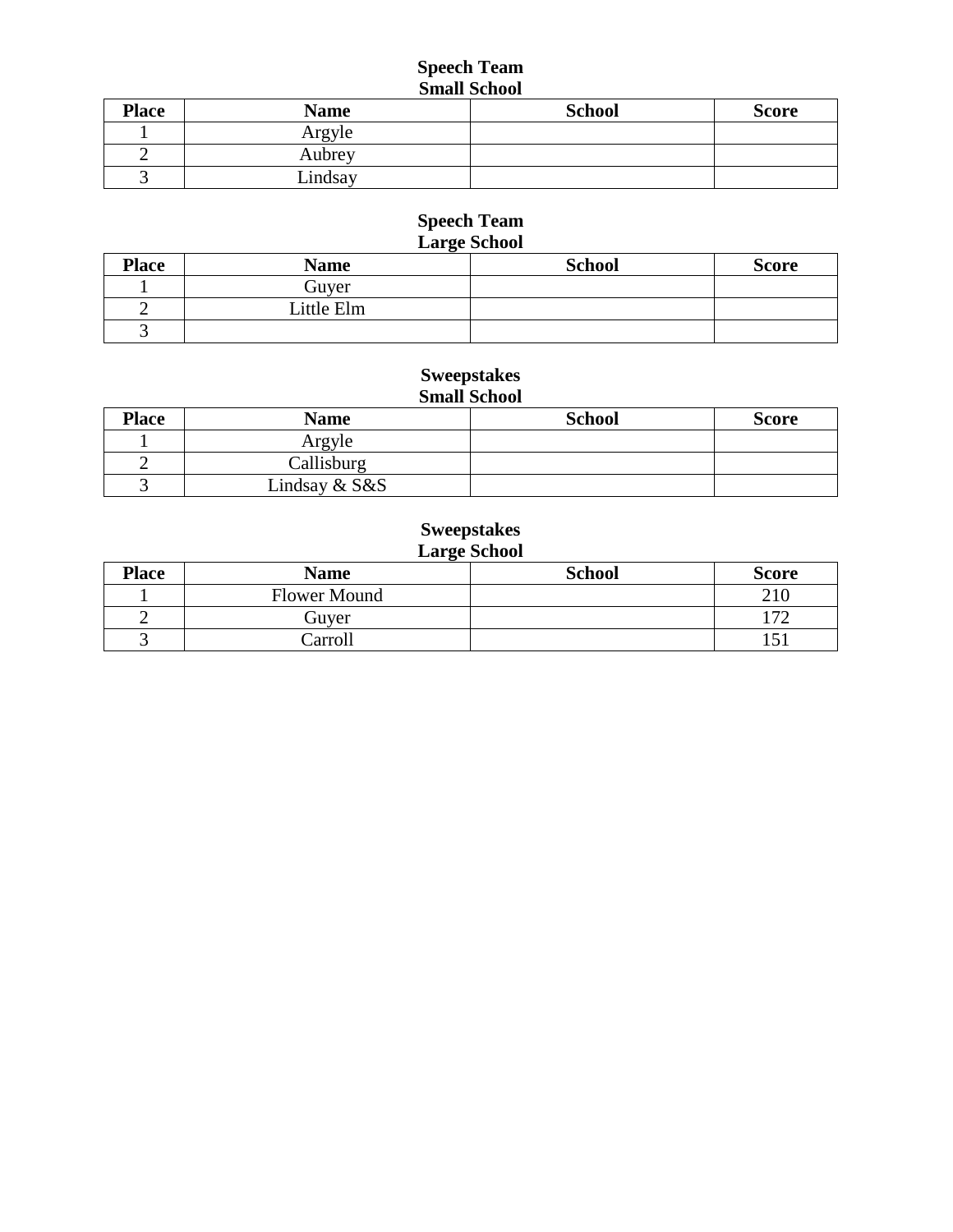**Speech Team**
**Small School**

| Place | Name | School | Score |
|---|---|---|---|
| 1 | Argyle | | |
| 2 | Aubrey | | |
| 3 | Lindsay | | |

**Speech Team**
**Large School**

| Place | Name | School | Score |
|---|---|---|---|
| 1 | Guyer | | |
| 2 | Little Elm | | |
| 3 | | | |

**Sweepstakes**
**Small School**

| Place | Name | School | Score |
|---|---|---|---|
| 1 | Argyle | | |
| 2 | Callisburg | | |
| 3 | Lindsay & S&S | | |

**Sweepstakes**
**Large School**

| Place | Name | School | Score |
|---|---|---|---|
| 1 | Flower Mound | | 210 |
| 2 | Guyer | | 172 |
| 3 | Carroll | | 151 |